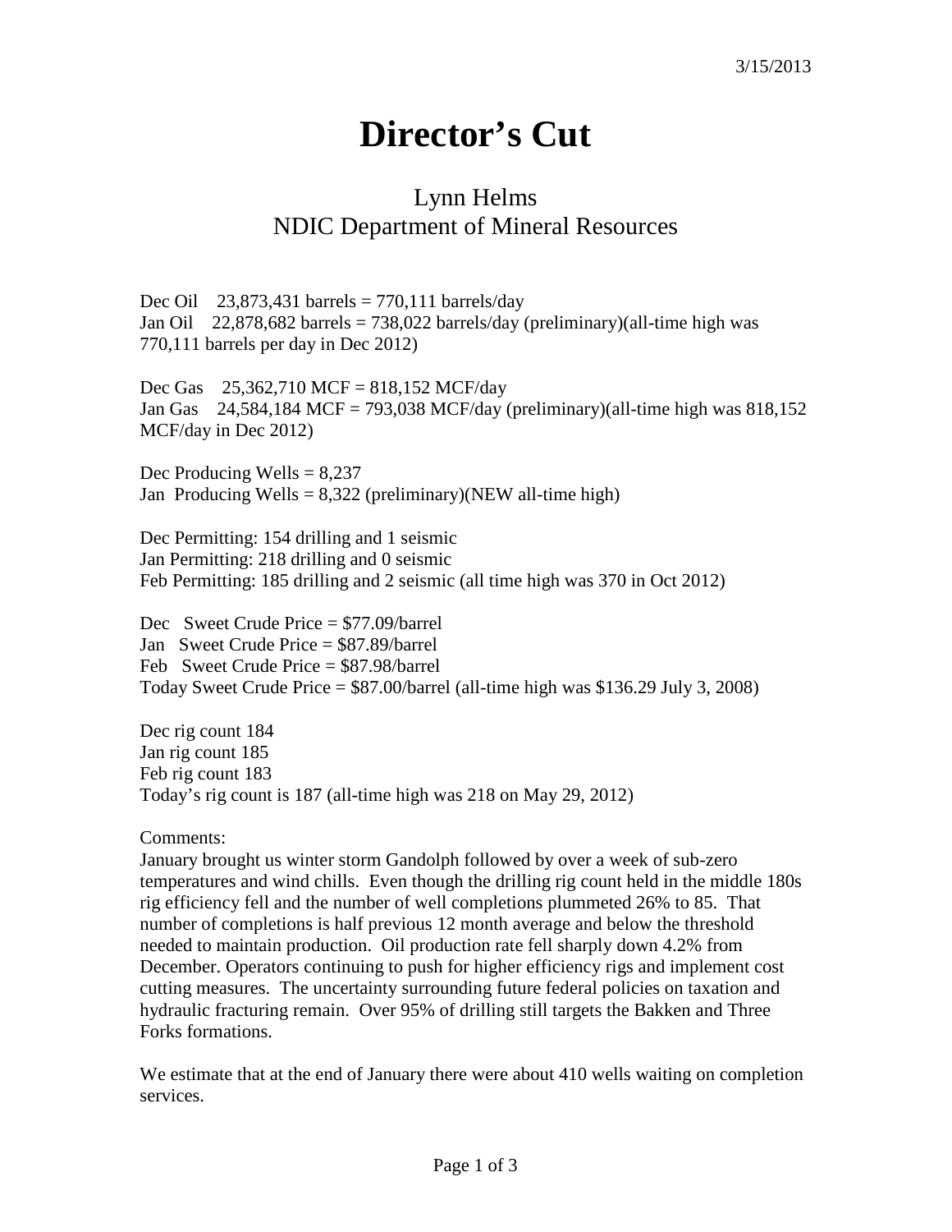3/15/2013

# Director's Cut

## Lynn Helms
## NDIC Department of Mineral Resources

Dec Oil  23,873,431 barrels = 770,111 barrels/day
Jan Oil  22,878,682 barrels = 738,022 barrels/day (preliminary)(all-time high was 770,111 barrels per day in Dec 2012)

Dec Gas  25,362,710 MCF = 818,152 MCF/day
Jan Gas  24,584,184 MCF = 793,038 MCF/day (preliminary)(all-time high was 818,152 MCF/day in Dec 2012)

Dec Producing Wells = 8,237
Jan Producing Wells = 8,322 (preliminary)(NEW all-time high)

Dec Permitting: 154 drilling and 1 seismic
Jan Permitting: 218 drilling and 0 seismic
Feb Permitting: 185 drilling and 2 seismic (all time high was 370 in Oct 2012)

Dec Sweet Crude Price = $77.09/barrel
Jan Sweet Crude Price = $87.89/barrel
Feb Sweet Crude Price = $87.98/barrel
Today Sweet Crude Price = $87.00/barrel (all-time high was $136.29 July 3, 2008)

Dec rig count 184
Jan rig count 185
Feb rig count 183
Today's rig count is 187 (all-time high was 218 on May 29, 2012)

Comments:
January brought us winter storm Gandolph followed by over a week of sub-zero temperatures and wind chills. Even though the drilling rig count held in the middle 180s rig efficiency fell and the number of well completions plummeted 26% to 85. That number of completions is half previous 12 month average and below the threshold needed to maintain production. Oil production rate fell sharply down 4.2% from December. Operators continuing to push for higher efficiency rigs and implement cost cutting measures. The uncertainty surrounding future federal policies on taxation and hydraulic fracturing remain. Over 95% of drilling still targets the Bakken and Three Forks formations.

We estimate that at the end of January there were about 410 wells waiting on completion services.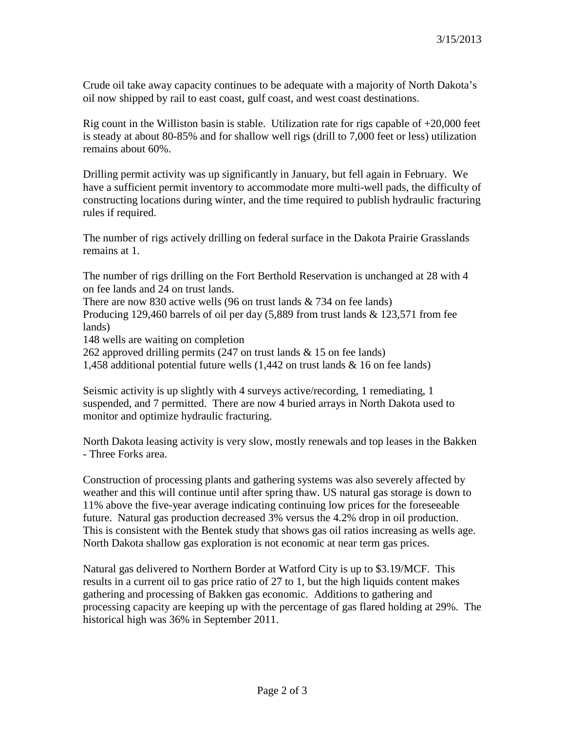Crude oil take away capacity continues to be adequate with a majority of North Dakota's oil now shipped by rail to east coast, gulf coast, and west coast destinations.

Rig count in the Williston basin is stable. Utilization rate for rigs capable of +20,000 feet is steady at about 80-85% and for shallow well rigs (drill to 7,000 feet or less) utilization remains about 60%.

Drilling permit activity was up significantly in January, but fell again in February. We have a sufficient permit inventory to accommodate more multi-well pads, the difficulty of constructing locations during winter, and the time required to publish hydraulic fracturing rules if required.

The number of rigs actively drilling on federal surface in the Dakota Prairie Grasslands remains at 1.

The number of rigs drilling on the Fort Berthold Reservation is unchanged at 28 with 4 on fee lands and 24 on trust lands.
There are now 830 active wells (96 on trust lands & 734 on fee lands)
Producing 129,460 barrels of oil per day (5,889 from trust lands & 123,571 from fee lands)
148 wells are waiting on completion
262 approved drilling permits (247 on trust lands & 15 on fee lands)
1,458 additional potential future wells (1,442 on trust lands & 16 on fee lands)

Seismic activity is up slightly with 4 surveys active/recording, 1 remediating, 1 suspended, and 7 permitted. There are now 4 buried arrays in North Dakota used to monitor and optimize hydraulic fracturing.

North Dakota leasing activity is very slow, mostly renewals and top leases in the Bakken - Three Forks area.

Construction of processing plants and gathering systems was also severely affected by weather and this will continue until after spring thaw. US natural gas storage is down to 11% above the five-year average indicating continuing low prices for the foreseeable future. Natural gas production decreased 3% versus the 4.2% drop in oil production. This is consistent with the Bentek study that shows gas oil ratios increasing as wells age. North Dakota shallow gas exploration is not economic at near term gas prices.

Natural gas delivered to Northern Border at Watford City is up to $3.19/MCF. This results in a current oil to gas price ratio of 27 to 1, but the high liquids content makes gathering and processing of Bakken gas economic. Additions to gathering and processing capacity are keeping up with the percentage of gas flared holding at 29%. The historical high was 36% in September 2011.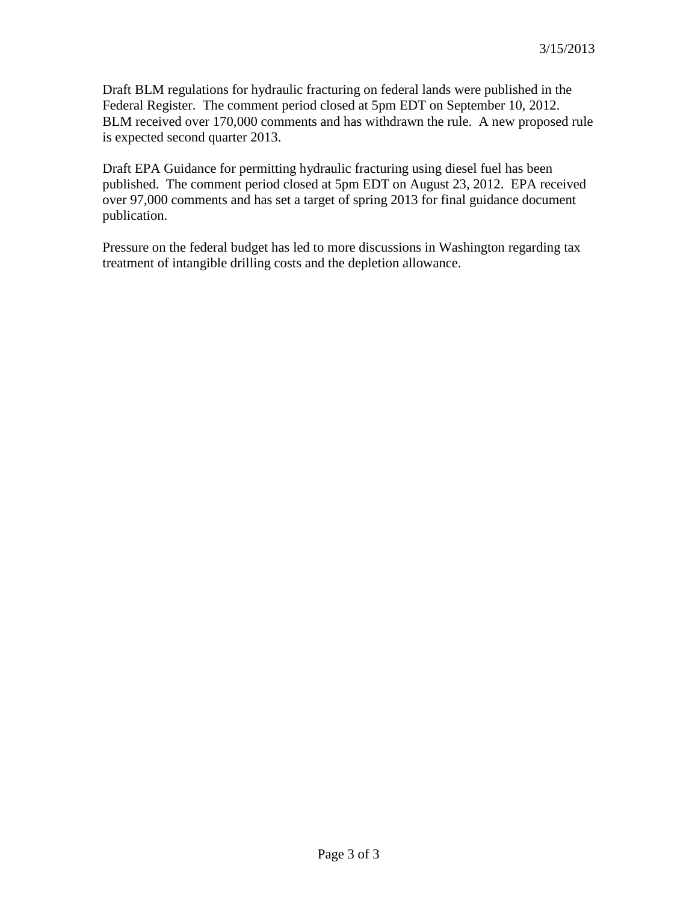Draft BLM regulations for hydraulic fracturing on federal lands were published in the Federal Register. The comment period closed at 5pm EDT on September 10, 2012. BLM received over 170,000 comments and has withdrawn the rule. A new proposed rule is expected second quarter 2013.

Draft EPA Guidance for permitting hydraulic fracturing using diesel fuel has been published. The comment period closed at 5pm EDT on August 23, 2012. EPA received over 97,000 comments and has set a target of spring 2013 for final guidance document publication.

Pressure on the federal budget has led to more discussions in Washington regarding tax treatment of intangible drilling costs and the depletion allowance.